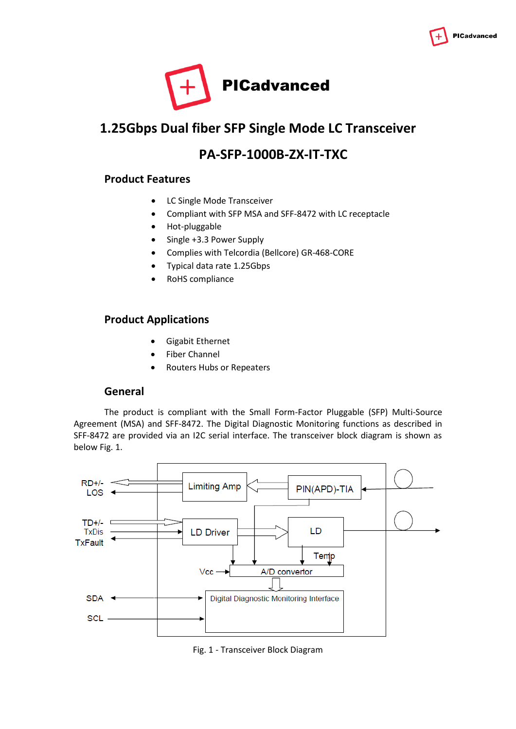# PICadvanced

## 1.25Gbps Dual fiber SFP Single Mode LC Transceiver

## PA-SFP-1000B-ZX-IT-TXC

### Product Features

- LC Single Mode Transceiver
- Compliant with SFP MSA and SFF-8472 with LC receptacle
- Hot-pluggable
- Single +3.3 Power Supply
- Complies with Telcordia (Bellcore) GR-468-CORE
- Typical data rate 1.25Gbps
- RoHS compliance

### Product Applications

- Gigabit Ethernet
- Fiber Channel
- Routers Hubs or Repeaters

### General

The product is compliant with the Small Form-Factor Pluggable (SFP) Multi-Source Agreement (MSA) and SFF-8472. The Digital Diagnostic Monitoring functions as described in SFF-8472 are provided via an I2C serial interface. The transceiver block diagram is shown as below Fig. 1.

RD+/- LOS | Limiting Amp | PIN(APD)-TIA | TD+/- TxDis TxFault | LD Driver | LD | Temp | Vcc | A/D convertor | SDA | SCL | Digital Diagnostic Monitoring Interface

Fig. 1 - Transceiver Block Diagram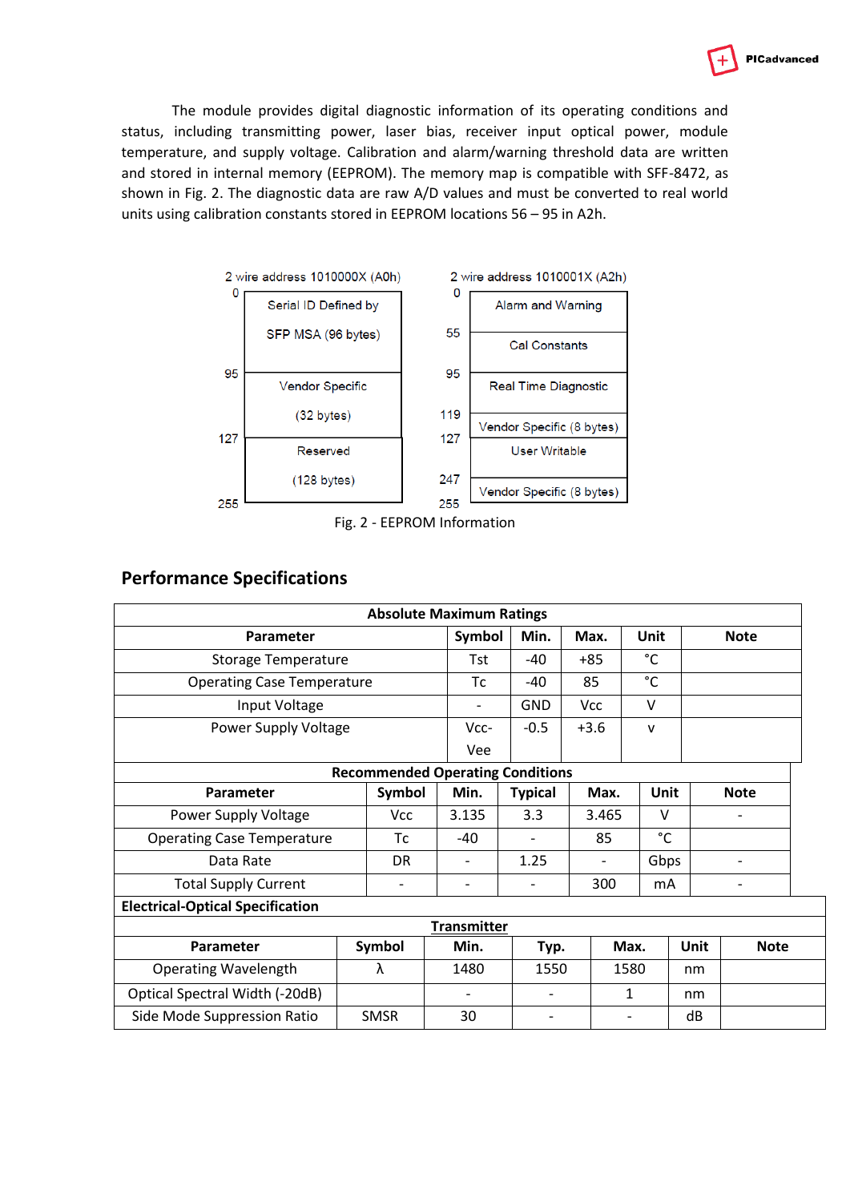The module provides digital diagnostic information of its operating conditions and status, including transmitting power, laser bias, receiver input optical power, module temperature, and supply voltage. Calibration and alarm/warning threshold data are written and stored in internal memory (EEPROM). The memory map is compatible with SFF-8472, as shown in Fig. 2. The diagnostic data are raw A/D values and must be converted to real world units using calibration constants stored in EEPROM locations 56 – 95 in A2h.

| 2 wire address 1010000X (A0h) | | 2 wire address 1010001X (A2h) | |
|---|---|---|---|
| 0 – 95 | Serial ID Defined by SFP MSA (96 bytes) | 0 – 55 | Alarm and Warning |
| | | 55 – 95 | Cal Constants |
| 95 – 127 | Vendor Specific (32 bytes) | 95 – 119 | Real Time Diagnostic |
| | | 119 – 127 | Vendor Specific (8 bytes) |
| 127 – 255 | Reserved (128 bytes) | 127 – 247 | User Writable |
| | | 247 – 255 | Vendor Specific (8 bytes) |

Fig. 2 - EEPROM Information

## Performance Specifications

**Absolute Maximum Ratings**

| Parameter | Symbol | Min. | Max. | Unit | Note |
|---|---|---|---|---|---|
| Storage Temperature | Tst | -40 | +85 | °C | |
| Operating Case Temperature | Tc | -40 | 85 | °C | |
| Input Voltage | - | GND | Vcc | V | |
| Power Supply Voltage | Vcc-Vee | -0.5 | +3.6 | v | |

**Recommended Operating Conditions**

| Parameter | Symbol | Min. | Typical | Max. | Unit | Note |
|---|---|---|---|---|---|---|
| Power Supply Voltage | Vcc | 3.135 | 3.3 | 3.465 | V | - |
| Operating Case Temperature | Tc | -40 | - | 85 | °C | |
| Data Rate | DR | - | 1.25 | - | Gbps | - |
| Total Supply Current | - | - | - | 300 | mA | - |

**Electrical-Optical Specification**

**Transmitter**

| Parameter | Symbol | Min. | Typ. | Max. | Unit | Note |
|---|---|---|---|---|---|---|
| Operating Wavelength | λ | 1480 | 1550 | 1580 | nm | |
| Optical Spectral Width (-20dB) | | - | - | 1 | nm | |
| Side Mode Suppression Ratio | SMSR | 30 | - | - | dB | |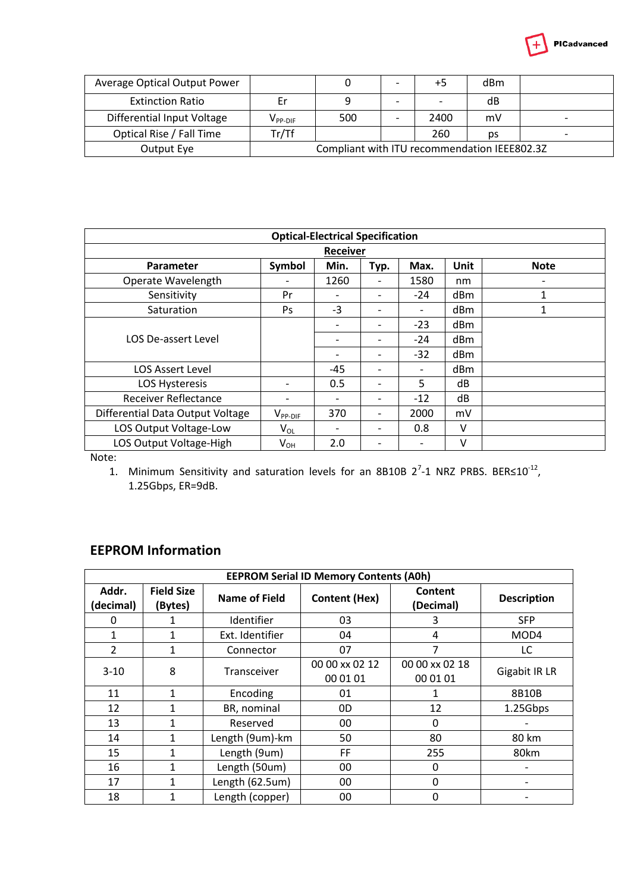| Average Optical Output Power | | 0 | - | +5 | dBm | |
|---|---|---|---|---|---|---|
| Extinction Ratio | Er | 9 | - | - | dB | |
| Differential Input Voltage | $V_{PP\text{-}DIF}$ | 500 | - | 2400 | mV | - |
| Optical Rise / Fall Time | Tr/Tf | | | 260 | ps | - |
| Output Eye | Compliant with ITU recommendation IEEE802.3Z | | | | | |

| **Optical-Electrical Specification** | | | | | | |
|---|---|---|---|---|---|---|
| **Receiver** | | | | | | |
| **Parameter** | **Symbol** | **Min.** | **Typ.** | **Max.** | **Unit** | **Note** |
| Operate Wavelength | - | 1260 | - | 1580 | nm | - |
| Sensitivity | Pr | - | - | -24 | dBm | 1 |
| Saturation | Ps | -3 | - | - | dBm | 1 |
| LOS De-assert Level | | - | - | -23 | dBm | |
| | | - | - | -24 | dBm | |
| | | - | - | -32 | dBm | |
| LOS Assert Level | | -45 | - | - | dBm | |
| LOS Hysteresis | - | 0.5 | - | 5 | dB | |
| Receiver Reflectance | - | - | - | -12 | dB | |
| Differential Data Output Voltage | $V_{PP\text{-}DIF}$ | 370 | - | 2000 | mV | |
| LOS Output Voltage-Low | $V_{OL}$ | - | - | 0.8 | V | |
| LOS Output Voltage-High | $V_{OH}$ | 2.0 | - | - | V | |

Note:

1. Minimum Sensitivity and saturation levels for an 8B10B $2^7$-1 NRZ PRBS. BER≤$10^{-12}$, 1.25Gbps, ER=9dB.

## EEPROM Information

| **EEPROM Serial ID Memory Contents (A0h)** | | | | | |
|---|---|---|---|---|---|
| **Addr. (decimal)** | **Field Size (Bytes)** | **Name of Field** | **Content (Hex)** | **Content (Decimal)** | **Description** |
| 0 | 1 | Identifier | 03 | 3 | SFP |
| 1 | 1 | Ext. Identifier | 04 | 4 | MOD4 |
| 2 | 1 | Connector | 07 | 7 | LC |
| 3-10 | 8 | Transceiver | 00 00 xx 02 12 00 01 01 | 00 00 xx 02 18 00 01 01 | Gigabit IR LR |
| 11 | 1 | Encoding | 01 | 1 | 8B10B |
| 12 | 1 | BR, nominal | 0D | 12 | 1.25Gbps |
| 13 | 1 | Reserved | 00 | 0 | - |
| 14 | 1 | Length (9um)-km | 50 | 80 | 80 km |
| 15 | 1 | Length (9um) | FF | 255 | 80km |
| 16 | 1 | Length (50um) | 00 | 0 | - |
| 17 | 1 | Length (62.5um) | 00 | 0 | - |
| 18 | 1 | Length (copper) | 00 | 0 | - |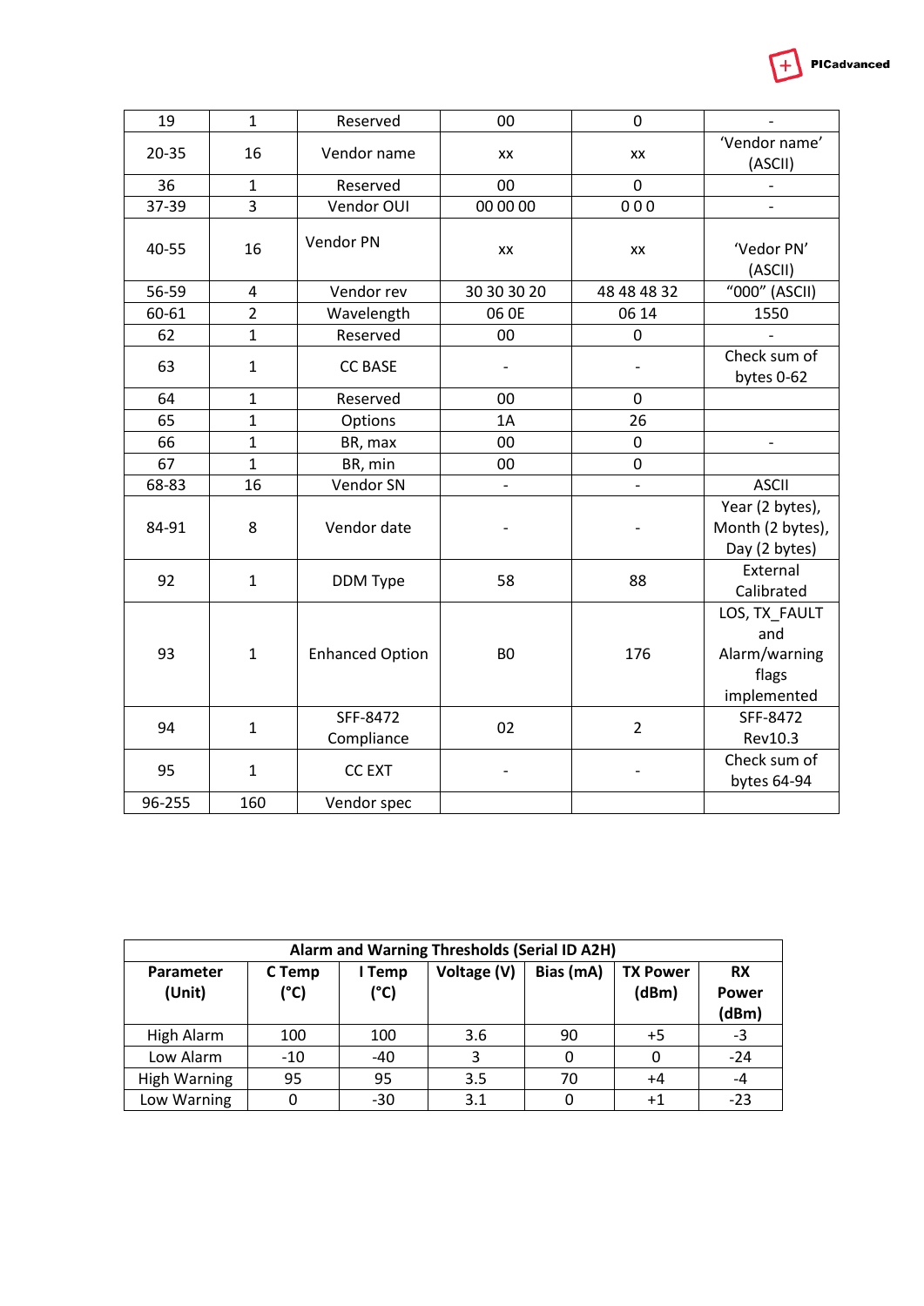| 19 | 1 | Reserved | 00 | 0 | - |
|---|---|---|---|---|---|
| 20-35 | 16 | Vendor name | xx | xx | 'Vendor name' (ASCII) |
| 36 | 1 | Reserved | 00 | 0 | - |
| 37-39 | 3 | Vendor OUI | 00 00 00 | 0 0 0 | - |
| 40-55 | 16 | Vendor PN | xx | xx | 'Vedor PN' (ASCII) |
| 56-59 | 4 | Vendor rev | 30 30 30 20 | 48 48 48 32 | "000" (ASCII) |
| 60-61 | 2 | Wavelength | 06 0E | 06 14 | 1550 |
| 62 | 1 | Reserved | 00 | 0 | - |
| 63 | 1 | CC BASE | - | - | Check sum of bytes 0-62 |
| 64 | 1 | Reserved | 00 | 0 | |
| 65 | 1 | Options | 1A | 26 | |
| 66 | 1 | BR, max | 00 | 0 | - |
| 67 | 1 | BR, min | 00 | 0 | |
| 68-83 | 16 | Vendor SN | - | - | ASCII |
| 84-91 | 8 | Vendor date | - | - | Year (2 bytes), Month (2 bytes), Day (2 bytes) |
| 92 | 1 | DDM Type | 58 | 88 | External Calibrated |
| 93 | 1 | Enhanced Option | B0 | 176 | LOS, TX_FAULT and Alarm/warning flags implemented |
| 94 | 1 | SFF-8472 Compliance | 02 | 2 | SFF-8472 Rev10.3 |
| 95 | 1 | CC EXT | - | - | Check sum of bytes 64-94 |
| 96-255 | 160 | Vendor spec | | | |

| Alarm and Warning Thresholds (Serial ID A2H) | | | | | | |
|---|---|---|---|---|---|---|
| **Parameter (Unit)** | **C Temp (°C)** | **I Temp (°C)** | **Voltage (V)** | **Bias (mA)** | **TX Power (dBm)** | **RX Power (dBm)** |
| High Alarm | 100 | 100 | 3.6 | 90 | +5 | -3 |
| Low Alarm | -10 | -40 | 3 | 0 | 0 | -24 |
| High Warning | 95 | 95 | 3.5 | 70 | +4 | -4 |
| Low Warning | 0 | -30 | 3.1 | 0 | +1 | -23 |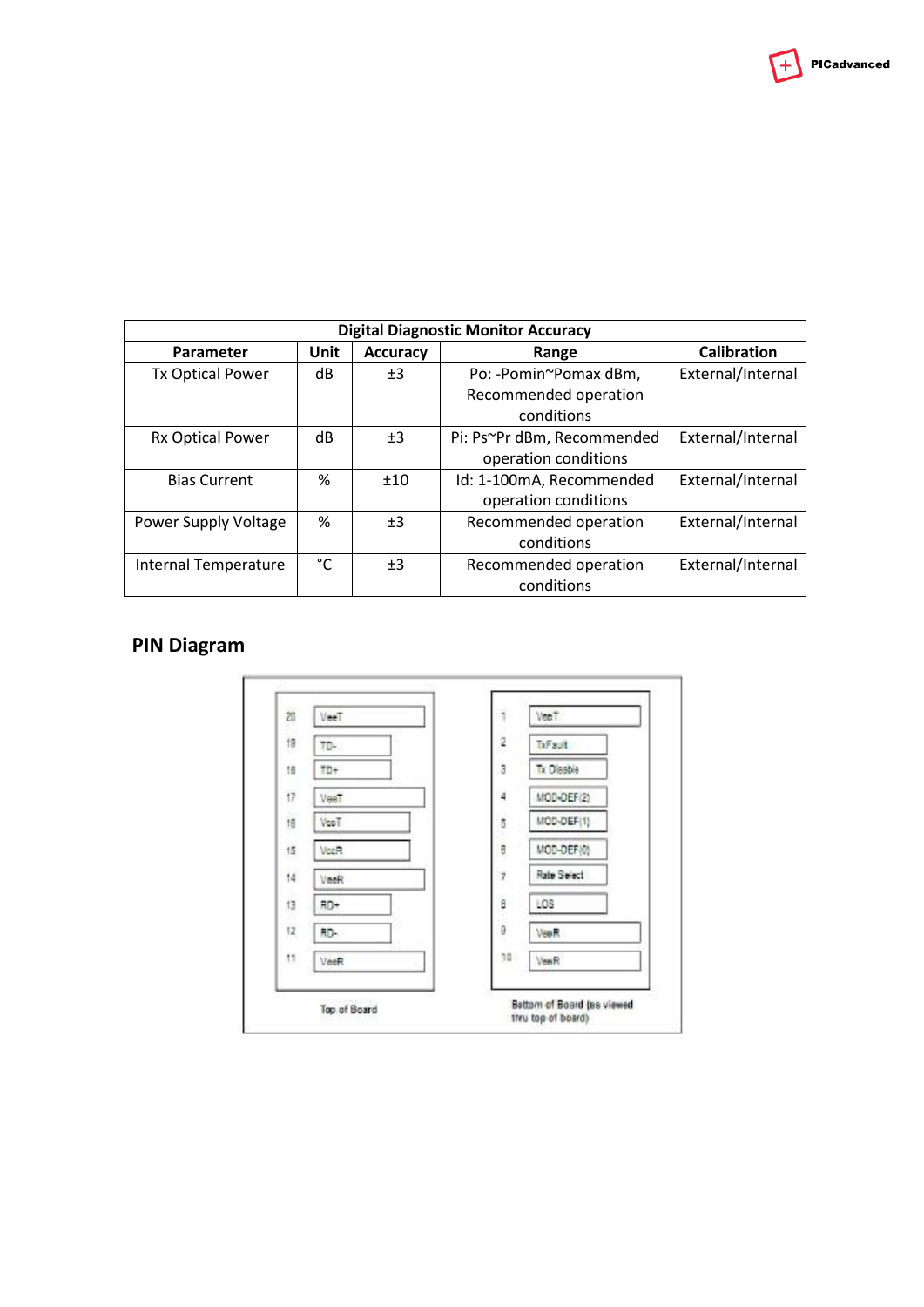| Digital Diagnostic Monitor Accuracy | | | | |
|---|---|---|---|---|
| Parameter | Unit | Accuracy | Range | Calibration |
| Tx Optical Power | dB | ±3 | Po: -Pomin~Pomax dBm, Recommended operation conditions | External/Internal |
| Rx Optical Power | dB | ±3 | Pi: Ps~Pr dBm, Recommended operation conditions | External/Internal |
| Bias Current | % | ±10 | Id: 1-100mA, Recommended operation conditions | External/Internal |
| Power Supply Voltage | % | ±3 | Recommended operation conditions | External/Internal |
| Internal Temperature | °C | ±3 | Recommended operation conditions | External/Internal |

## PIN Diagram

| Pin | Top of Board | Pin | Bottom of Board (as viewed thru top of board) |
|---|---|---|---|
| 20 | VeeT | 1 | VeeT |
| 19 | TD- | 2 | TxFault |
| 18 | TD+ | 3 | Tx Disable |
| 17 | VeeT | 4 | MOD-DEF(2) |
| 16 | VccT | 5 | MOD-DEF(1) |
| 15 | VccR | 6 | MOD-DEF(0) |
| 14 | VeeR | 7 | Rate Select |
| 13 | RD+ | 8 | LOS |
| 12 | RD- | 9 | VeeR |
| 11 | VeeR | 10 | VeeR |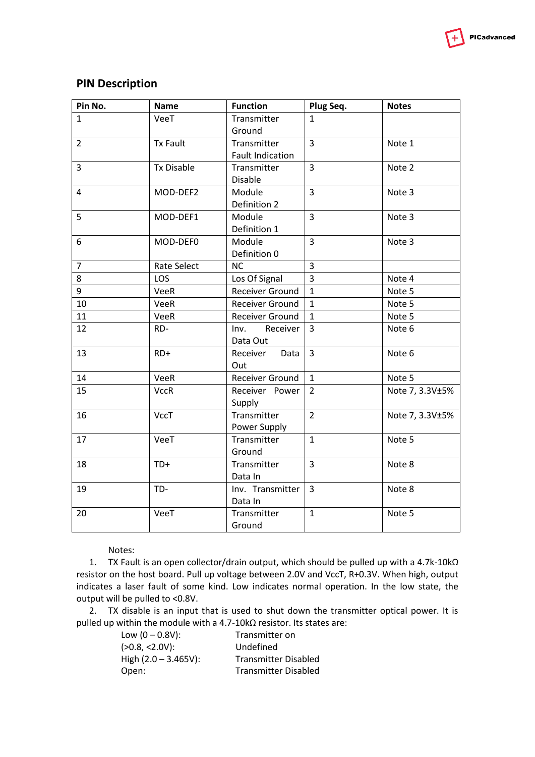## PIN Description

| Pin No. | Name | Function | Plug Seq. | Notes |
|---|---|---|---|---|
| 1 | VeeT | Transmitter Ground | 1 | |
| 2 | Tx Fault | Transmitter Fault Indication | 3 | Note 1 |
| 3 | Tx Disable | Transmitter Disable | 3 | Note 2 |
| 4 | MOD-DEF2 | Module Definition 2 | 3 | Note 3 |
| 5 | MOD-DEF1 | Module Definition 1 | 3 | Note 3 |
| 6 | MOD-DEF0 | Module Definition 0 | 3 | Note 3 |
| 7 | Rate Select | NC | 3 | |
| 8 | LOS | Los Of Signal | 3 | Note 4 |
| 9 | VeeR | Receiver Ground | 1 | Note 5 |
| 10 | VeeR | Receiver Ground | 1 | Note 5 |
| 11 | VeeR | Receiver Ground | 1 | Note 5 |
| 12 | RD- | Inv. Receiver Data Out | 3 | Note 6 |
| 13 | RD+ | Receiver Data Out | 3 | Note 6 |
| 14 | VeeR | Receiver Ground | 1 | Note 5 |
| 15 | VccR | Receiver Power Supply | 2 | Note 7, 3.3V±5% |
| 16 | VccT | Transmitter Power Supply | 2 | Note 7, 3.3V±5% |
| 17 | VeeT | Transmitter Ground | 1 | Note 5 |
| 18 | TD+ | Transmitter Data In | 3 | Note 8 |
| 19 | TD- | Inv. Transmitter Data In | 3 | Note 8 |
| 20 | VeeT | Transmitter Ground | 1 | Note 5 |

Notes:

1. TX Fault is an open collector/drain output, which should be pulled up with a 4.7k-10kΩ resistor on the host board. Pull up voltage between 2.0V and VccT, R+0.3V. When high, output indicates a laser fault of some kind. Low indicates normal operation. In the low state, the output will be pulled to <0.8V.
2. TX disable is an input that is used to shut down the transmitter optical power. It is pulled up within the module with a 4.7-10kΩ resistor. Its states are:

| | |
|---|---|
| Low (0 – 0.8V): | Transmitter on |
| (>0.8, <2.0V): | Undefined |
| High (2.0 – 3.465V): | Transmitter Disabled |
| Open: | Transmitter Disabled |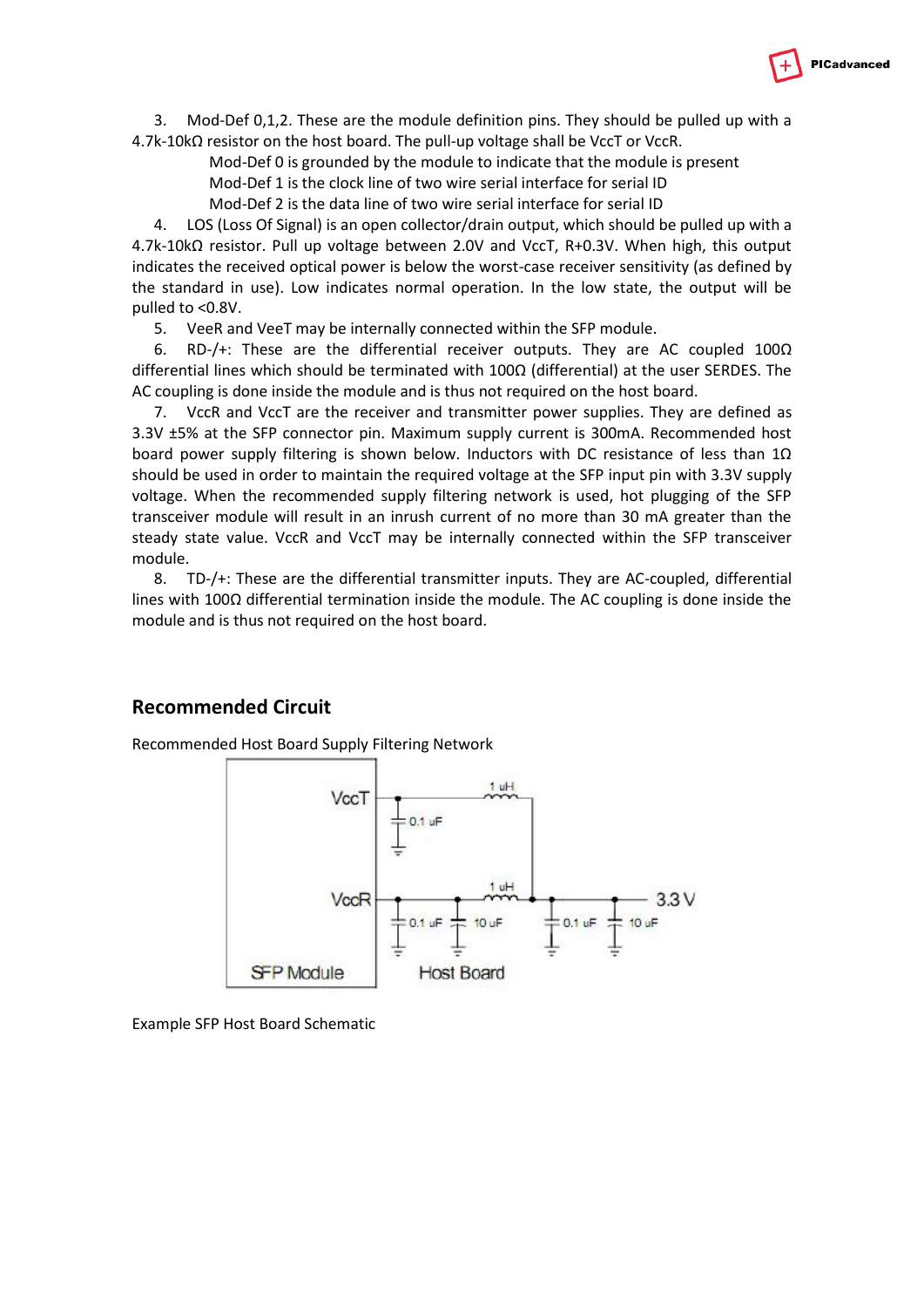3. Mod-Def 0,1,2. These are the module definition pins. They should be pulled up with a 4.7k-10kΩ resistor on the host board. The pull-up voltage shall be VccT or VccR.

   Mod-Def 0 is grounded by the module to indicate that the module is present

   Mod-Def 1 is the clock line of two wire serial interface for serial ID

   Mod-Def 2 is the data line of two wire serial interface for serial ID

4. LOS (Loss Of Signal) is an open collector/drain output, which should be pulled up with a 4.7k-10kΩ resistor. Pull up voltage between 2.0V and VccT, R+0.3V. When high, this output indicates the received optical power is below the worst-case receiver sensitivity (as defined by the standard in use). Low indicates normal operation. In the low state, the output will be pulled to <0.8V.

5. VeeR and VeeT may be internally connected within the SFP module.

6. RD-/+: These are the differential receiver outputs. They are AC coupled 100Ω differential lines which should be terminated with 100Ω (differential) at the user SERDES. The AC coupling is done inside the module and is thus not required on the host board.

7. VccR and VccT are the receiver and transmitter power supplies. They are defined as 3.3V ±5% at the SFP connector pin. Maximum supply current is 300mA. Recommended host board power supply filtering is shown below. Inductors with DC resistance of less than 1Ω should be used in order to maintain the required voltage at the SFP input pin with 3.3V supply voltage. When the recommended supply filtering network is used, hot plugging of the SFP transceiver module will result in an inrush current of no more than 30 mA greater than the steady state value. VccR and VccT may be internally connected within the SFP transceiver module.

8. TD-/+: These are the differential transmitter inputs. They are AC-coupled, differential lines with 100Ω differential termination inside the module. The AC coupling is done inside the module and is thus not required on the host board.

## Recommended Circuit

Recommended Host Board Supply Filtering Network

Example SFP Host Board Schematic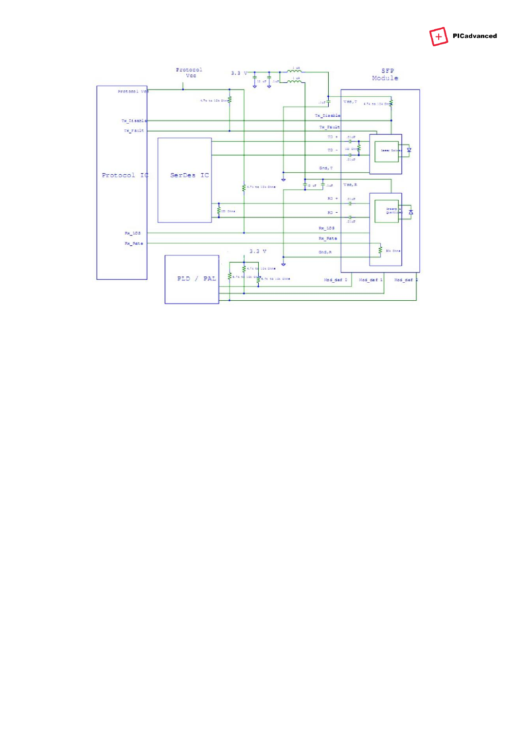Protocol Vcc

3.3 V

1 uH

1 uH

10 uF

.1uF

SFP Module

Protocol Vcc

4.7k to 10k Ohm

Tx_Disable

Tx_Fault

Protocol IC

SerDes IC

.1uF

Vcc,T

4.7k to 10k Ohm

Tx_Disable

Tx_Fault

TD +

TD -

.01uF

100 Ohm

.01uF

Laser Driver

Gnd,T

4.7k to 10k Ohms

10 uF

.1uF

Vcc,R

100 Ohms

RD +

RD -

.01uF

.01uF

Preamp & Quantizer

Rx_LOS

Rx_Rate

Rx_LOS

Rx_Rate

Gnd,R

30k Ohms

3.3 V

PLD / PAL

4.7k to 10k Ohms

4.7k to 10k Ohms

4.7k to 10k Ohms

Mod_def 0

Mod_def 1

Mod_def 2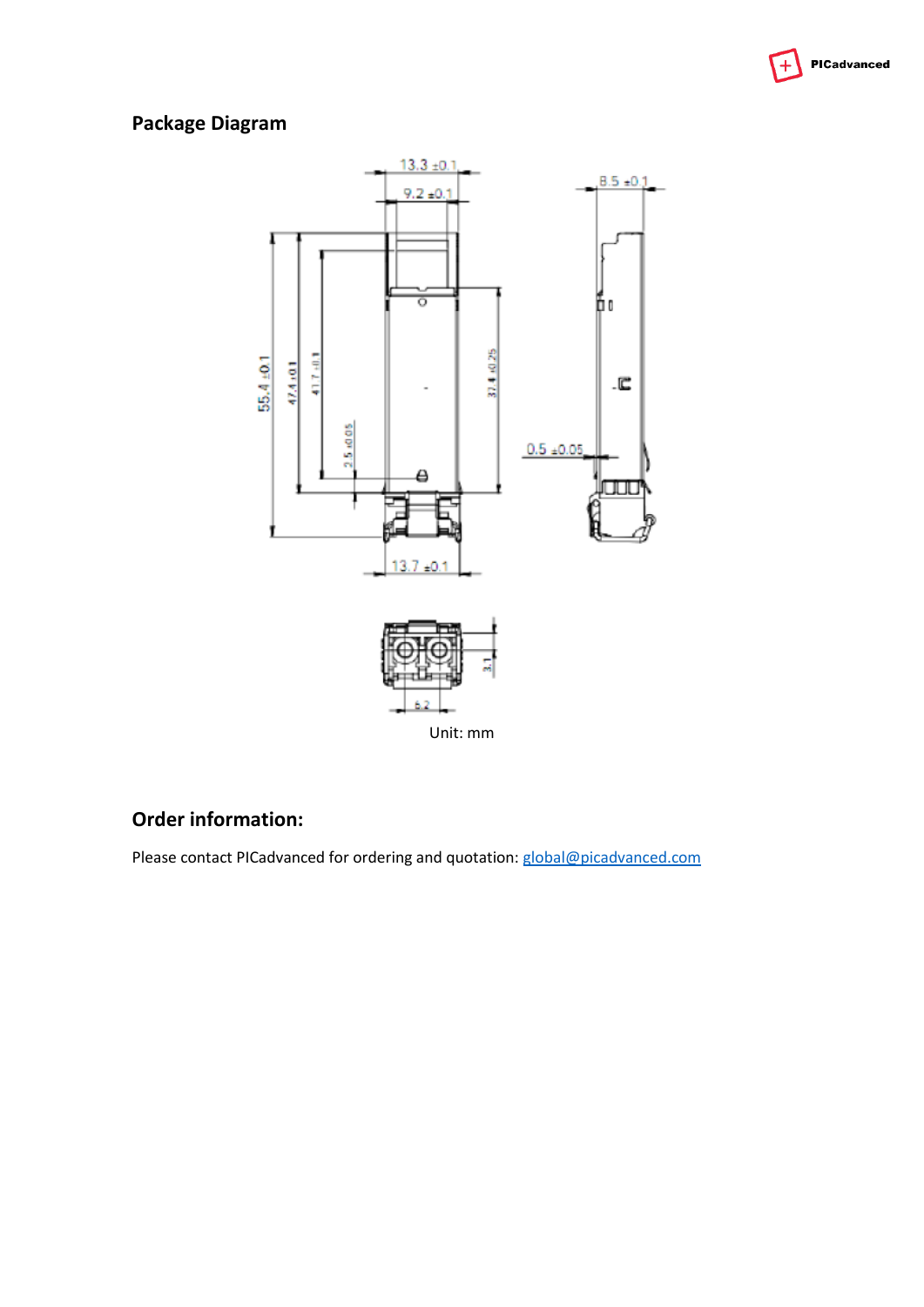## Package Diagram

13.3 ±0.1

9.2 ±0.1

8.5 ±0.1

55.4 ±0.1

47.4 ±0.1

41.7 ±0.1

2.5 ±0.05

37.4 ±0.25

0.5 ±0.05

13.7 ±0.1

3.1

6.2

Unit: mm

## Order information:

Please contact PICadvanced for ordering and quotation: global@picadvanced.com